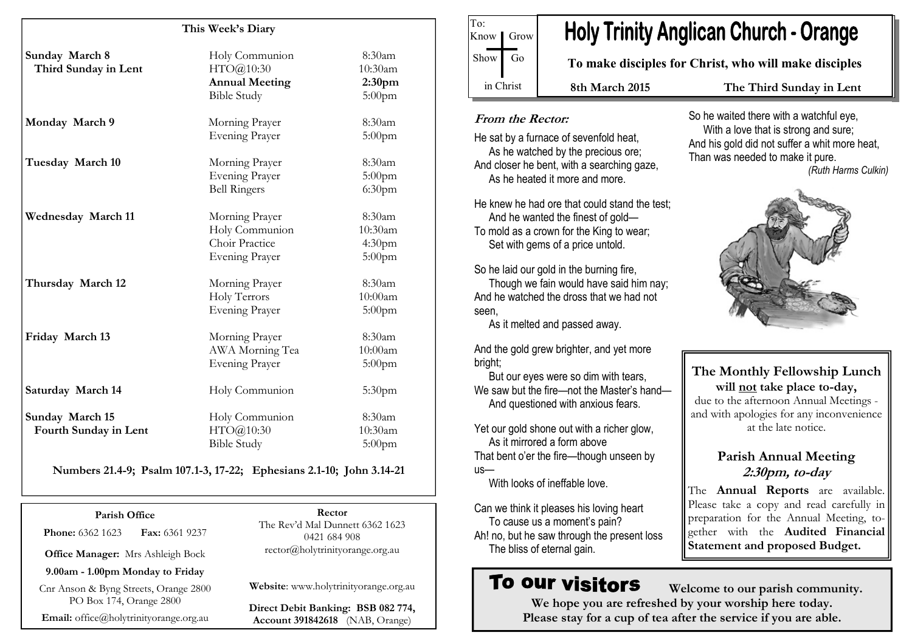# Holy Trinity Anglican Church - Orange

To: Know | Grow | Show | Go | in Christ

**To make disciples for Christ, who will make disciples**

**8th March 2015** — **The Third Sunday in Lent**

## *From the Rector:*

He sat by a furnace of sevenfold heat,
As he watched by the precious ore;
And closer he bent, with a searching gaze,
As he heated it more and more.

He knew he had ore that could stand the test;
And he wanted the finest of gold—
To mold as a crown for the King to wear;
Set with gems of a price untold.

So he laid our gold in the burning fire,
Though we fain would have said him nay;
And he watched the dross that we had not seen,
As it melted and passed away.

And the gold grew brighter, and yet more bright;
But our eyes were so dim with tears,
We saw but the fire—not the Master's hand—
And questioned with anxious fears.

Yet our gold shone out with a richer glow,
As it mirrored a form above
That bent o'er the fire—though unseen by us—
With looks of ineffable love.

Can we think it pleases his loving heart
To cause us a moment's pain?
Ah! no, but he saw through the present loss
The bliss of eternal gain.

So he waited there with a watchful eye,
With a love that is strong and sure;
And his gold did not suffer a whit more heat,
Than was needed to make it pure.

*(Ruth Harms Culkin)*

### The Monthly Fellowship Lunch
**will not take place to-day,**

due to the afternoon Annual Meetings - and with apologies for any inconvenience at the late notice.

### Parish Annual Meeting
***2:30pm, to-day***

The **Annual Reports** are available. Please take a copy and read carefully in preparation for the Annual Meeting, together with the **Audited Financial Statement and proposed Budget.**

## To our visitors

**Welcome to our parish community.**
**We hope you are refreshed by your worship here today.**
**Please stay for a cup of tea after the service if you are able.**

## This Week's Diary

| Day | Event | Time |
|---|---|---|
| **Sunday March 8** | Holy Communion | 8:30am |
| **Third Sunday in Lent** | HTO@10:30 | 10:30am |
| | **Annual Meeting** | **2:30pm** |
| | Bible Study | 5:00pm |
| **Monday March 9** | Morning Prayer | 8:30am |
| | Evening Prayer | 5:00pm |
| **Tuesday March 10** | Morning Prayer | 8:30am |
| | Evening Prayer | 5:00pm |
| | Bell Ringers | 6:30pm |
| **Wednesday March 11** | Morning Prayer | 8:30am |
| | Holy Communion | 10:30am |
| | Choir Practice | 4:30pm |
| | Evening Prayer | 5:00pm |
| **Thursday March 12** | Morning Prayer | 8:30am |
| | Holy Terrors | 10:00am |
| | Evening Prayer | 5:00pm |
| **Friday March 13** | Morning Prayer | 8:30am |
| | AWA Morning Tea | 10:00am |
| | Evening Prayer | 5:00pm |
| **Saturday March 14** | Holy Communion | 5:30pm |
| **Sunday March 15** | Holy Communion | 8:30am |
| **Fourth Sunday in Lent** | HTO@10:30 | 10:30am |
| | Bible Study | 5:00pm |

**Numbers 21.4-9; Psalm 107.1-3, 17-22; Ephesians 2.1-10; John 3.14-21**

**Parish Office**

**Phone:** 6362 1623 **Fax:** 6361 9237

**Office Manager:** Mrs Ashleigh Bock

**9.00am - 1.00pm Monday to Friday**

Cnr Anson & Byng Streets, Orange 2800
PO Box 174, Orange 2800

**Email:** office@holytrinityorange.org.au

**Rector**

The Rev'd Mal Dunnett 6362 1623
0421 684 908
rector@holytrinityorange.org.au

**Website**: www.holytrinityorange.org.au

**Direct Debit Banking: BSB 082 774, Account 391842618** (NAB, Orange)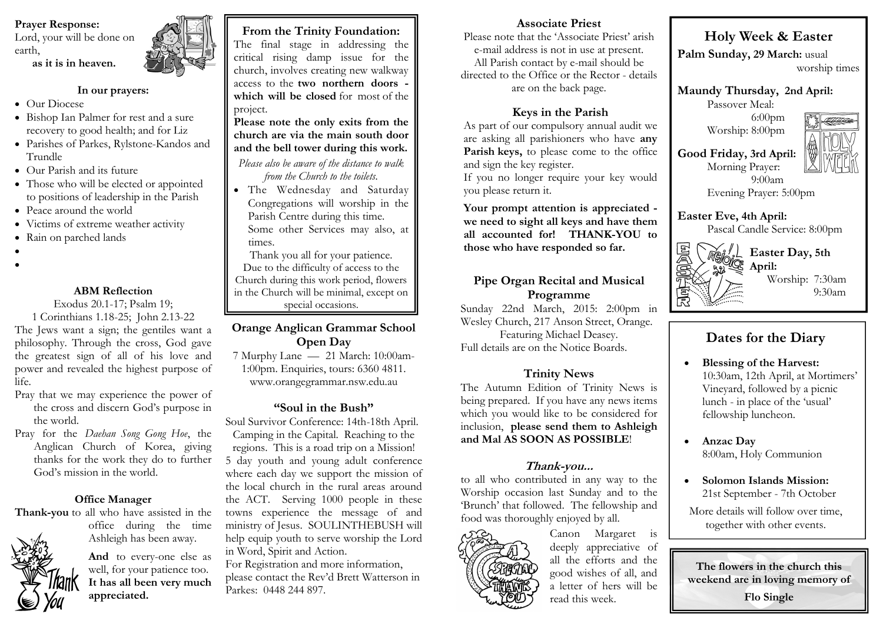**Prayer Response:**
Lord, your will be done on earth,
**as it is in heaven.**

**In our prayers:**

- Our Diocese
- Bishop Ian Palmer for rest and a sure recovery to good health; and for Liz
- Parishes of Parkes, Rylstone-Kandos and Trundle
- Our Parish and its future
- Those who will be elected or appointed to positions of leadership in the Parish
- Peace around the world
- Victims of extreme weather activity
- Rain on parched lands

### ABM Reflection

Exodus 20.1-17; Psalm 19;
1 Corinthians 1.18-25; John 2.13-22

The Jews want a sign; the gentiles want a philosophy. Through the cross, God gave the greatest sign of all of his love and power and revealed the highest purpose of life.

Pray that we may experience the power of the cross and discern God's purpose in the world.

Pray for the *Daehan Song Gong Hoe*, the Anglican Church of Korea, giving thanks for the work they do to further God's mission in the world.

### Office Manager

**Thank-you** to all who have assisted in the office during the time Ashleigh has been away.

**And** to every-one else as well, for your patience too. **It has all been very much appreciated.**

### From the Trinity Foundation:

The final stage in addressing the critical rising damp issue for the church, involves creating new walkway access to the **two northern doors - which will be closed** for most of the project.

**Please note the only exits from the church are via the main south door and the bell tower during this work.**

*Please also be aware of the distance to walk from the Church to the toilets.*

- The Wednesday and Saturday Congregations will worship in the Parish Centre during this time. Some other Services may also, at times.

Thank you all for your patience.

Due to the difficulty of access to the Church during this work period, flowers in the Church will be minimal, except on special occasions.

### Orange Anglican Grammar School Open Day

7 Murphy Lane — 21 March: 10:00am-1:00pm. Enquiries, tours: 6360 4811.
www.orangegrammar.nsw.edu.au

### "Soul in the Bush"

Soul Survivor Conference: 14th-18th April.
Camping in the Capital. Reaching to the regions. This is a road trip on a Mission!
5 day youth and young adult conference where each day we support the mission of the local church in the rural areas around the ACT. Serving 1000 people in these towns experience the message of and ministry of Jesus. SOULINTHEBUSH will help equip youth to serve worship the Lord in Word, Spirit and Action.
For Registration and more information, please contact the Rev'd Brett Watterson in Parkes: 0448 244 897.

### Associate Priest

Please note that the 'Associate Priest' arish e-mail address is not in use at present. All Parish contact by e-mail should be directed to the Office or the Rector - details are on the back page.

### Keys in the Parish

As part of our compulsory annual audit we are asking all parishioners who have **any Parish keys,** to please come to the office and sign the key register.
If you no longer require your key would you please return it.

**Your prompt attention is appreciated - we need to sight all keys and have them all accounted for! THANK-YOU to those who have responded so far.**

### Pipe Organ Recital and Musical Programme

Sunday 22nd March, 2015: 2:00pm in Wesley Church, 217 Anson Street, Orange.
Featuring Michael Deasey.
Full details are on the Notice Boards.

### Trinity News

The Autumn Edition of Trinity News is being prepared. If you have any news items which you would like to be considered for inclusion, **please send them to Ashleigh and Mal AS SOON AS POSSIBLE**!

### *Thank-you...*

to all who contributed in any way to the Worship occasion last Sunday and to the 'Brunch' that followed. The fellowship and food was thoroughly enjoyed by all.

Canon Margaret is deeply appreciative of all the efforts and the good wishes of all, and a letter of hers will be read this week.

## Holy Week & Easter

**Palm Sunday, 29 March:** usual worship times

**Maundy Thursday, 2nd April:**
Passover Meal: 6:00pm
Worship: 8:00pm

**Good Friday, 3rd April:**
Morning Prayer: 9:00am
Evening Prayer: 5:00pm

**Easter Eve, 4th April:**
Pascal Candle Service: 8:00pm

**Easter Day, 5th April:**
Worship: 7:30am
9:30am

## Dates for the Diary

- **Blessing of the Harvest:** 10:30am, 12th April, at Mortimers' Vineyard, followed by a picnic lunch - in place of the 'usual' fellowship luncheon.
- **Anzac Day** 8:00am, Holy Communion
- **Solomon Islands Mission:** 21st September - 7th October

More details will follow over time, together with other events.

**The flowers in the church this weekend are in loving memory of**

**Flo Single**